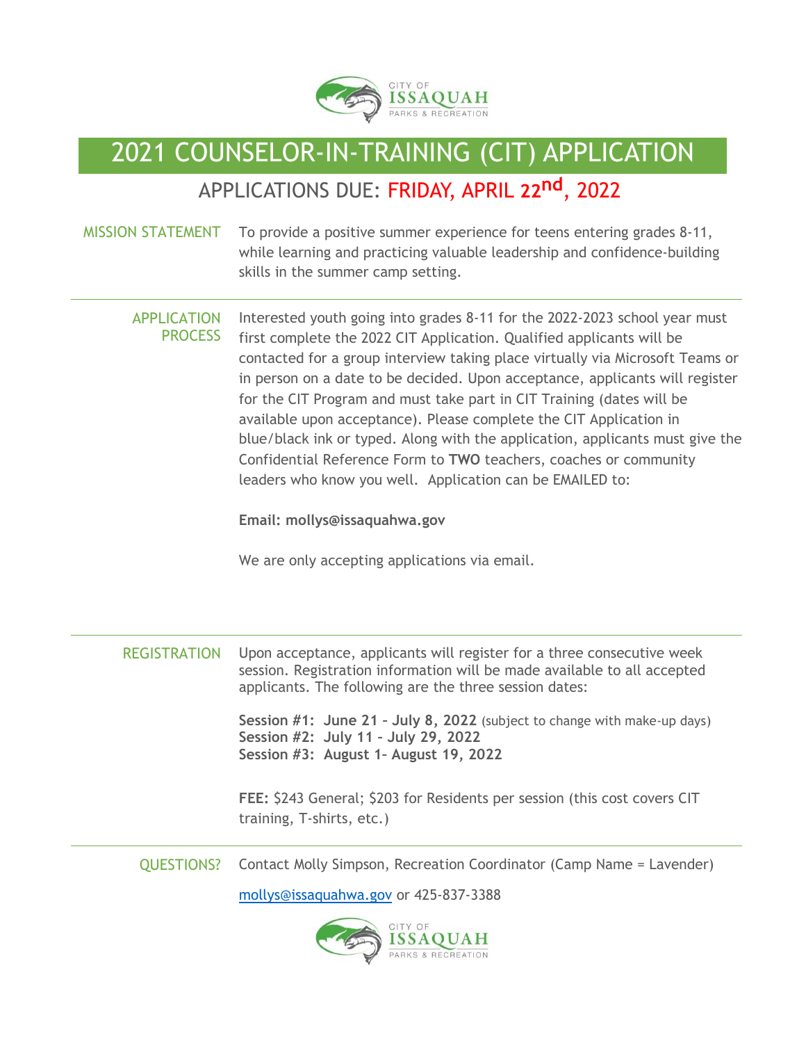# 2021 COUNSELOR-IN-TRAINING (CIT) APPLICATION

## APPLICATIONS DUE: FRIDAY, APRIL 22nd, 2022

**MISSION STATEMENT**

To provide a positive summer experience for teens entering grades 8-11, while learning and practicing valuable leadership and confidence-building skills in the summer camp setting.

---

**APPLICATION PROCESS**

Interested youth going into grades 8-11 for the 2022-2023 school year must first complete the 2022 CIT Application. Qualified applicants will be contacted for a group interview taking place virtually via Microsoft Teams or in person on a date to be decided. Upon acceptance, applicants will register for the CIT Program and must take part in CIT Training (dates will be available upon acceptance). Please complete the CIT Application in blue/black ink or typed. Along with the application, applicants must give the Confidential Reference Form to **TWO** teachers, coaches or community leaders who know you well. Application can be EMAILED to:

**Email: mollys@issaquahwa.gov**

We are only accepting applications via email.

---

**REGISTRATION**

Upon acceptance, applicants will register for a three consecutive week session. Registration information will be made available to all accepted applicants. The following are the three session dates:

**Session #1: June 21 – July 8, 2022** (subject to change with make-up days)
**Session #2: July 11 – July 29, 2022**
**Session #3: August 1– August 19, 2022**

**FEE:** $243 General; $203 for Residents per session (this cost covers CIT training, T-shirts, etc.)

---

**QUESTIONS?**

Contact Molly Simpson, Recreation Coordinator (Camp Name = Lavender)

mollys@issaquahwa.gov or 425-837-3388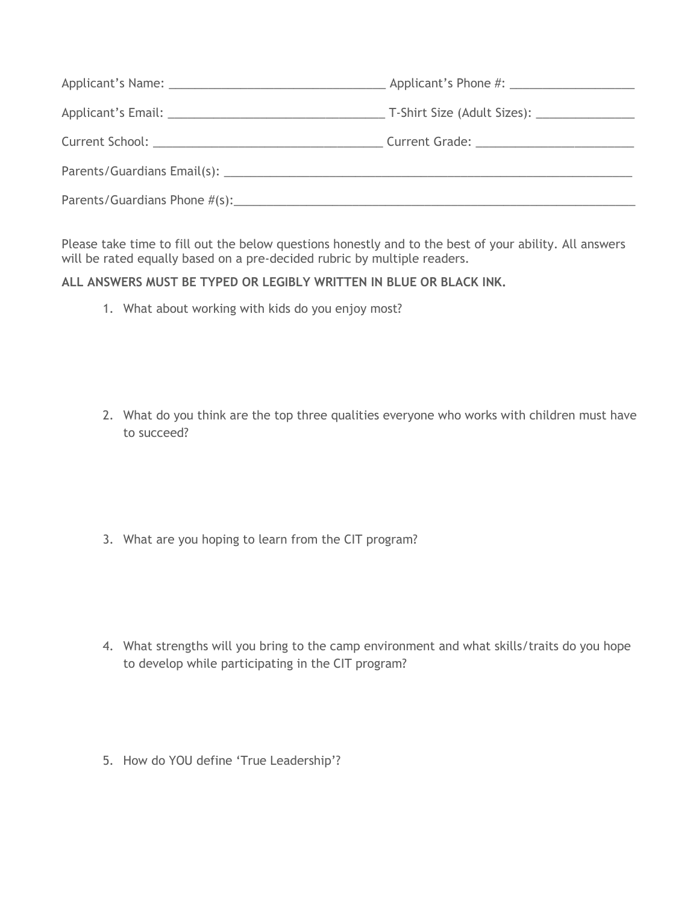Applicant's Name: ________________________________ Applicant's Phone #: __________________

Applicant's Email: ________________________________ T-Shirt Size (Adult Sizes): ______________

Current School: __________________________________ Current Grade: ______________________

Parents/Guardians Email(s): _____________________________________________________________

Parents/Guardians Phone #(s):____________________________________________________________

Please take time to fill out the below questions honestly and to the best of your ability. All answers will be rated equally based on a pre-decided rubric by multiple readers.

**ALL ANSWERS MUST BE TYPED OR LEGIBLY WRITTEN IN BLUE OR BLACK INK.**

1. What about working with kids do you enjoy most?

2. What do you think are the top three qualities everyone who works with children must have to succeed?

3. What are you hoping to learn from the CIT program?

4. What strengths will you bring to the camp environment and what skills/traits do you hope to develop while participating in the CIT program?

5. How do YOU define 'True Leadership'?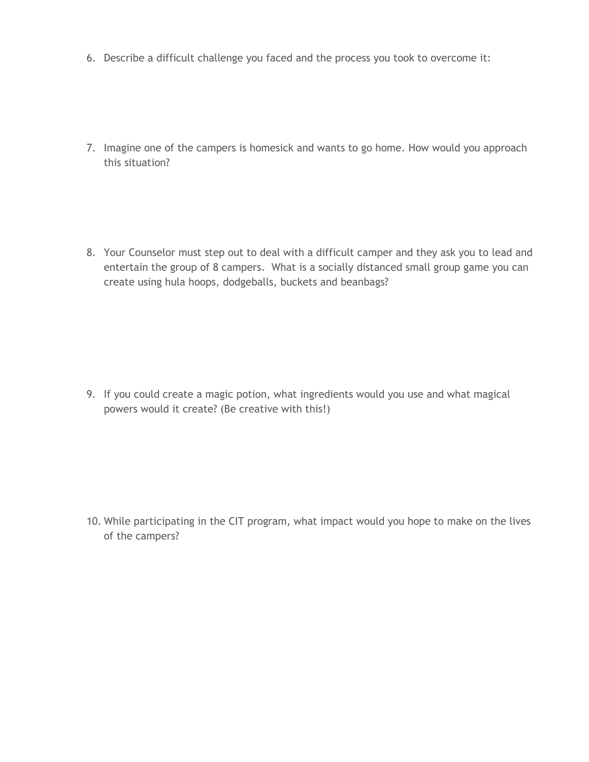6. Describe a difficult challenge you faced and the process you took to overcome it:

7. Imagine one of the campers is homesick and wants to go home. How would you approach this situation?

8. Your Counselor must step out to deal with a difficult camper and they ask you to lead and entertain the group of 8 campers.  What is a socially distanced small group game you can create using hula hoops, dodgeballs, buckets and beanbags?

9. If you could create a magic potion, what ingredients would you use and what magical powers would it create? (Be creative with this!)

10. While participating in the CIT program, what impact would you hope to make on the lives of the campers?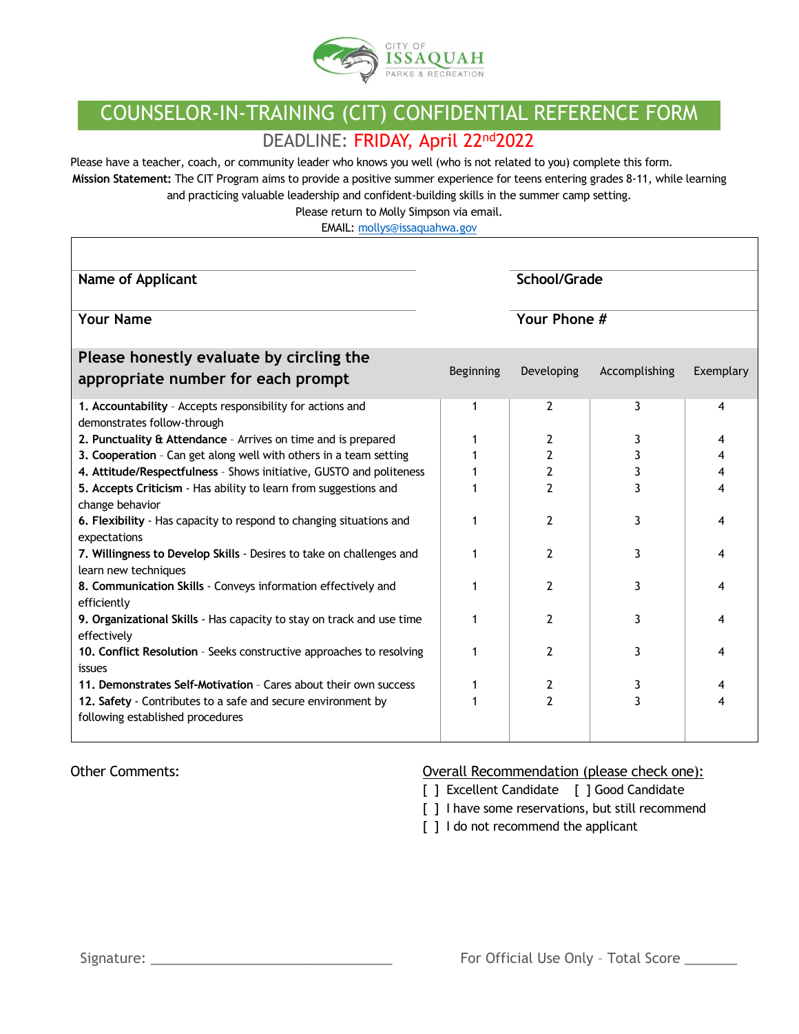CITY OF ISSAQUAH PARKS & RECREATION

# COUNSELOR-IN-TRAINING (CIT) CONFIDENTIAL REFERENCE FORM

## DEADLINE: FRIDAY, April 22nd 2022

Please have a teacher, coach, or community leader who knows you well (who is not related to you) complete this form.

**Mission Statement:** The CIT Program aims to provide a positive summer experience for teens entering grades 8-11, while learning and practicing valuable leadership and confident-building skills in the summer camp setting.

Please return to Molly Simpson via email.

EMAIL: mollys@issaquahwa.gov

| | |
|---|---|
| **Name of Applicant** | **School/Grade** |
| **Your Name** | **Your Phone #** |

| **Please honestly evaluate by circling the appropriate number for each prompt** | Beginning | Developing | Accomplishing | Exemplary |
|---|---|---|---|---|
| **1. Accountability** - Accepts responsibility for actions and demonstrates follow-through | 1 | 2 | 3 | 4 |
| **2. Punctuality & Attendance** - Arrives on time and is prepared | 1 | 2 | 3 | 4 |
| **3. Cooperation** - Can get along well with others in a team setting | 1 | 2 | 3 | 4 |
| **4. Attitude/Respectfulness** - Shows initiative, GUSTO and politeness | 1 | 2 | 3 | 4 |
| **5. Accepts Criticism** - Has ability to learn from suggestions and change behavior | 1 | 2 | 3 | 4 |
| **6. Flexibility** - Has capacity to respond to changing situations and expectations | 1 | 2 | 3 | 4 |
| **7. Willingness to Develop Skills** - Desires to take on challenges and learn new techniques | 1 | 2 | 3 | 4 |
| **8. Communication Skills** - Conveys information effectively and efficiently | 1 | 2 | 3 | 4 |
| **9. Organizational Skills** - Has capacity to stay on track and use time effectively | 1 | 2 | 3 | 4 |
| **10. Conflict Resolution** - Seeks constructive approaches to resolving issues | 1 | 2 | 3 | 4 |
| **11. Demonstrates Self-Motivation** - Cares about their own success | 1 | 2 | 3 | 4 |
| **12. Safety** - Contributes to a safe and secure environment by following established procedures | 1 | 2 | 3 | 4 |

Other Comments:

Overall Recommendation (please check one):

[ ] Excellent Candidate [ ] Good Candidate

[ ] I have some reservations, but still recommend

[ ] I do not recommend the applicant

Signature: ______________________________

For Official Use Only – Total Score _______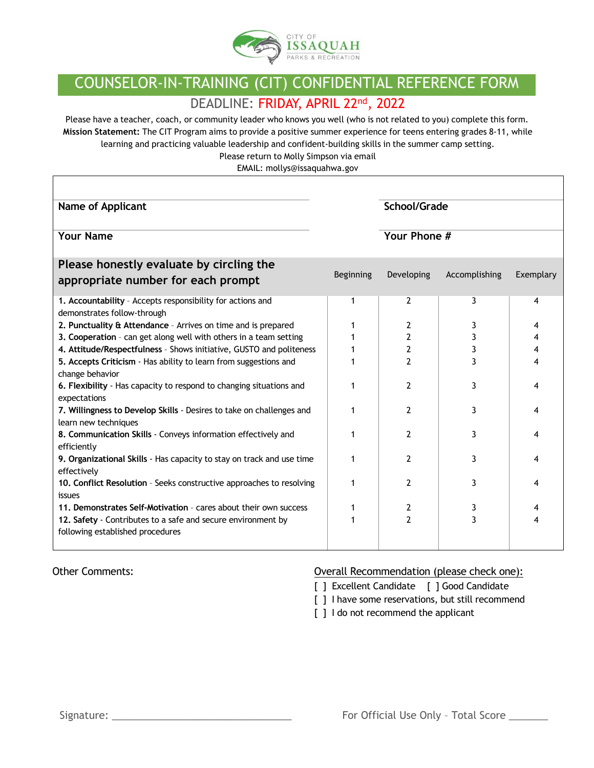CITY OF ISSAQUAH PARKS & RECREATION

# COUNSELOR-IN-TRAINING (CIT) CONFIDENTIAL REFERENCE FORM

## DEADLINE: FRIDAY, APRIL 22nd, 2022

Please have a teacher, coach, or community leader who knows you well (who is not related to you) complete this form.
**Mission Statement:** The CIT Program aims to provide a positive summer experience for teens entering grades 8-11, while learning and practicing valuable leadership and confident-building skills in the summer camp setting.
Please return to Molly Simpson via email
EMAIL: mollys@issaquahwa.gov

**Name of Applicant** ______________________ **School/Grade** ______________________

**Your Name** ______________________ **Your Phone #** ______________________

| Please honestly evaluate by circling the appropriate number for each prompt | Beginning | Developing | Accomplishing | Exemplary |
|---|---|---|---|---|
| **1. Accountability** - Accepts responsibility for actions and demonstrates follow-through | 1 | 2 | 3 | 4 |
| **2. Punctuality & Attendance** - Arrives on time and is prepared | 1 | 2 | 3 | 4 |
| **3. Cooperation** - can get along well with others in a team setting | 1 | 2 | 3 | 4 |
| **4. Attitude/Respectfulness** - Shows initiative, GUSTO and politeness | 1 | 2 | 3 | 4 |
| **5. Accepts Criticism** - Has ability to learn from suggestions and change behavior | 1 | 2 | 3 | 4 |
| **6. Flexibility** - Has capacity to respond to changing situations and expectations | 1 | 2 | 3 | 4 |
| **7. Willingness to Develop Skills** - Desires to take on challenges and learn new techniques | 1 | 2 | 3 | 4 |
| **8. Communication Skills** - Conveys information effectively and efficiently | 1 | 2 | 3 | 4 |
| **9. Organizational Skills** - Has capacity to stay on track and use time effectively | 1 | 2 | 3 | 4 |
| **10. Conflict Resolution** - Seeks constructive approaches to resolving issues | 1 | 2 | 3 | 4 |
| **11. Demonstrates Self-Motivation** - cares about their own success | 1 | 2 | 3 | 4 |
| **12. Safety** - Contributes to a safe and secure environment by following established procedures | 1 | 2 | 3 | 4 |

Other Comments:

Overall Recommendation (please check one):

[ ] Excellent Candidate [ ] Good Candidate
[ ] I have some reservations, but still recommend
[ ] I do not recommend the applicant

Signature: ______________________________

For Official Use Only – Total Score _______